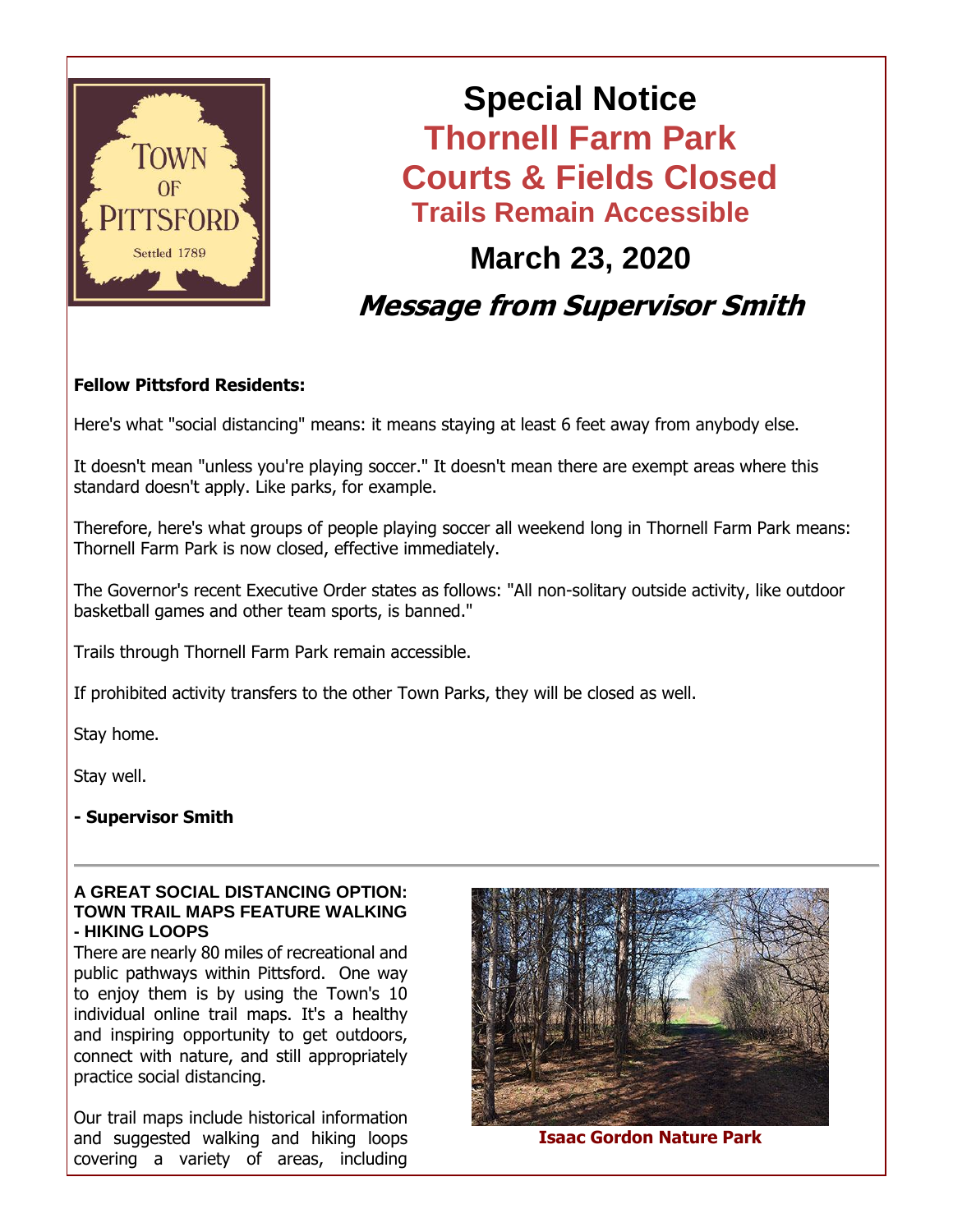# Special Notice

## Thornell Farm Park

## Courts & Fields Closed

### Trails Remain Accessible

## March 23, 2020

## *Message from Supervisor Smith*

**Fellow Pittsford Residents:**

Here's what "social distancing" means: it means staying at least 6 feet away from anybody else.

It doesn't mean "unless you're playing soccer." It doesn't mean there are exempt areas where this standard doesn't apply. Like parks, for example.

Therefore, here's what groups of people playing soccer all weekend long in Thornell Farm Park means: Thornell Farm Park is now closed, effective immediately.

The Governor's recent Executive Order states as follows: "All non-solitary outside activity, like outdoor basketball games and other team sports, is banned."

Trails through Thornell Farm Park remain accessible.

If prohibited activity transfers to the other Town Parks, they will be closed as well.

Stay home.

Stay well.

**- Supervisor Smith**

---

**A GREAT SOCIAL DISTANCING OPTION: TOWN TRAIL MAPS FEATURE WALKING - HIKING LOOPS**

There are nearly 80 miles of recreational and public pathways within Pittsford. One way to enjoy them is by using the Town's 10 individual online trail maps. It's a healthy and inspiring opportunity to get outdoors, connect with nature, and still appropriately practice social distancing.

Our trail maps include historical information and suggested walking and hiking loops covering a variety of areas, including

**Isaac Gordon Nature Park**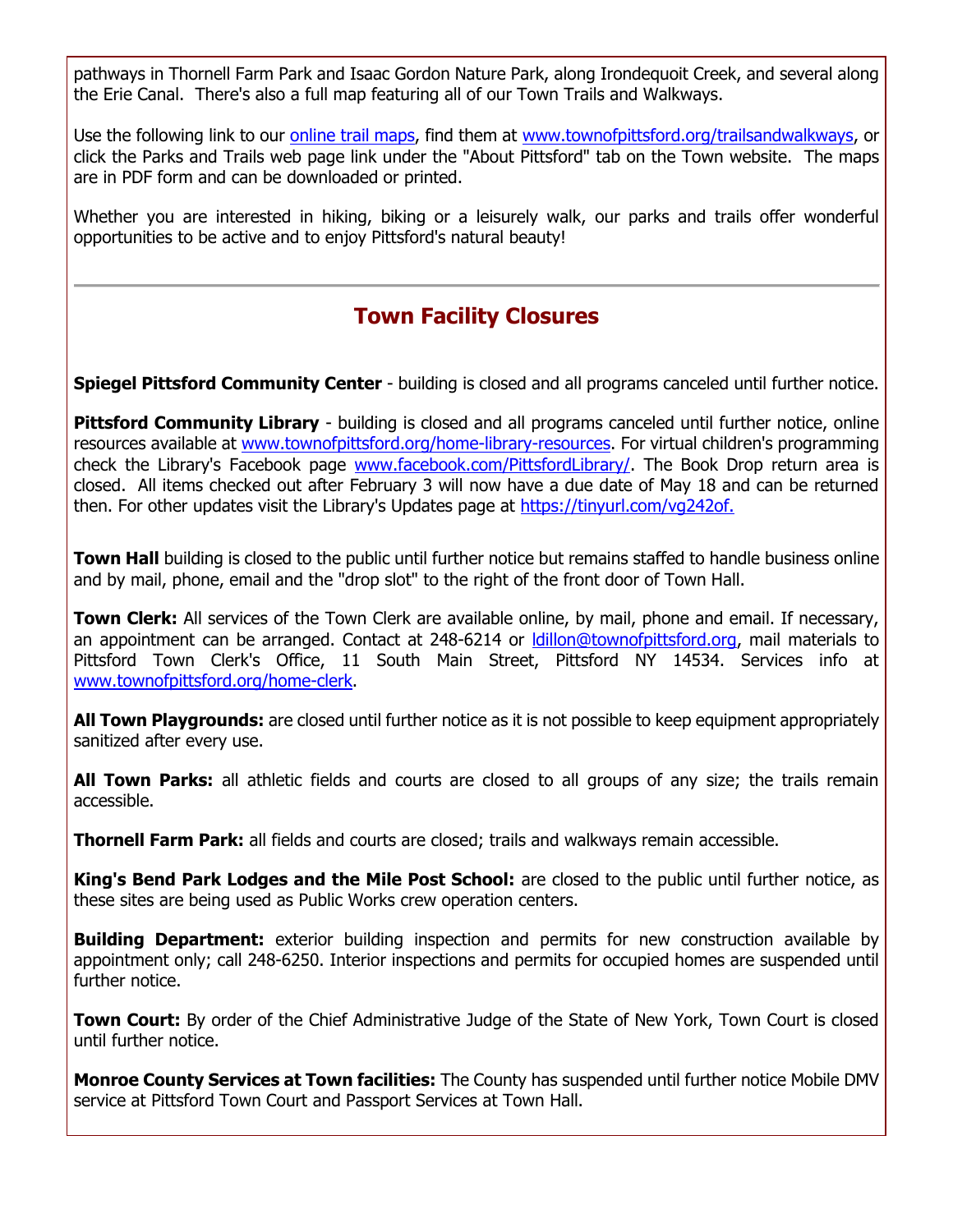pathways in Thornell Farm Park and Isaac Gordon Nature Park, along Irondequoit Creek, and several along the Erie Canal.  There's also a full map featuring all of our Town Trails and Walkways.

Use the following link to our online trail maps, find them at www.townofpittsford.org/trailsandwalkways, or click the Parks and Trails web page link under the "About Pittsford" tab on the Town website.  The maps are in PDF form and can be downloaded or printed.

Whether you are interested in hiking, biking or a leisurely walk, our parks and trails offer wonderful opportunities to be active and to enjoy Pittsford's natural beauty!

---

## Town Facility Closures

**Spiegel Pittsford Community Center** - building is closed and all programs canceled until further notice.

**Pittsford Community Library** - building is closed and all programs canceled until further notice, online resources available at www.townofpittsford.org/home-library-resources. For virtual children's programming check the Library's Facebook page www.facebook.com/PittsfordLibrary/. The Book Drop return area is closed.  All items checked out after February 3 will now have a due date of May 18 and can be returned then. For other updates visit the Library's Updates page at https://tinyurl.com/vg242of.

**Town Hall** building is closed to the public until further notice but remains staffed to handle business online and by mail, phone, email and the "drop slot" to the right of the front door of Town Hall.

**Town Clerk:** All services of the Town Clerk are available online, by mail, phone and email. If necessary, an appointment can be arranged. Contact at 248-6214 or ldillon@townofpittsford.org, mail materials to Pittsford Town Clerk's Office, 11 South Main Street, Pittsford NY 14534. Services info at www.townofpittsford.org/home-clerk.

**All Town Playgrounds:** are closed until further notice as it is not possible to keep equipment appropriately sanitized after every use.

**All Town Parks:** all athletic fields and courts are closed to all groups of any size; the trails remain accessible.

**Thornell Farm Park:** all fields and courts are closed; trails and walkways remain accessible.

**King's Bend Park Lodges and the Mile Post School:** are closed to the public until further notice, as these sites are being used as Public Works crew operation centers.

**Building Department:** exterior building inspection and permits for new construction available by appointment only; call 248-6250. Interior inspections and permits for occupied homes are suspended until further notice.

**Town Court:** By order of the Chief Administrative Judge of the State of New York, Town Court is closed until further notice.

**Monroe County Services at Town facilities:** The County has suspended until further notice Mobile DMV service at Pittsford Town Court and Passport Services at Town Hall.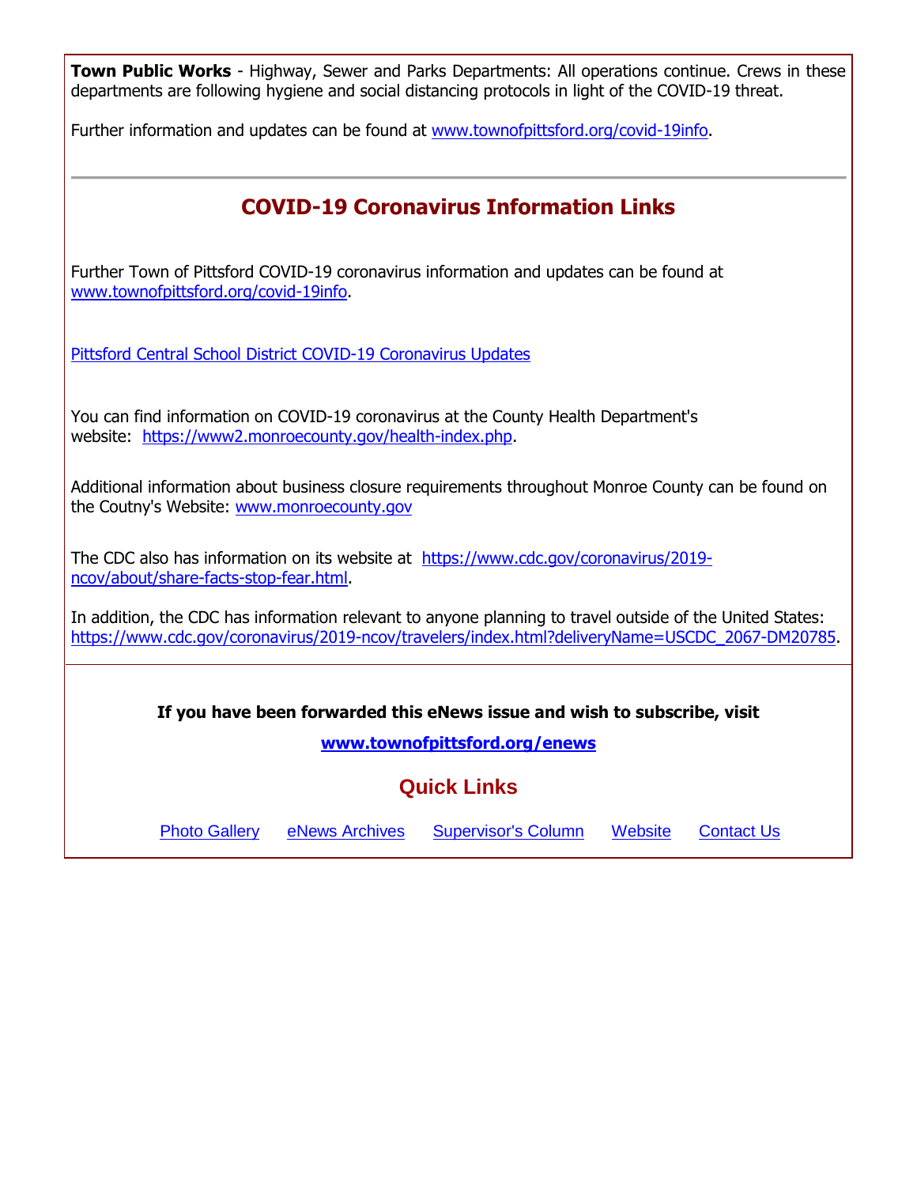**Town Public Works** - Highway, Sewer and Parks Departments: All operations continue. Crews in these departments are following hygiene and social distancing protocols in light of the COVID-19 threat.

Further information and updates can be found at www.townofpittsford.org/covid-19info.

---

## COVID-19 Coronavirus Information Links

Further Town of Pittsford COVID-19 coronavirus information and updates can be found at www.townofpittsford.org/covid-19info.

Pittsford Central School District COVID-19 Coronavirus Updates

You can find information on COVID-19 coronavirus at the County Health Department's website: https://www2.monroecounty.gov/health-index.php.

Additional information about business closure requirements throughout Monroe County can be found on the Coutny's Website: www.monroecounty.gov

The CDC also has information on its website at https://www.cdc.gov/coronavirus/2019-ncov/about/share-facts-stop-fear.html.

In addition, the CDC has information relevant to anyone planning to travel outside of the United States: https://www.cdc.gov/coronavirus/2019-ncov/travelers/index.html?deliveryName=USCDC_2067-DM20785.

---

**If you have been forwarded this eNews issue and wish to subscribe, visit**

**www.townofpittsford.org/enews**

## Quick Links

Photo Gallery | eNews Archives | Supervisor's Column | Website | Contact Us